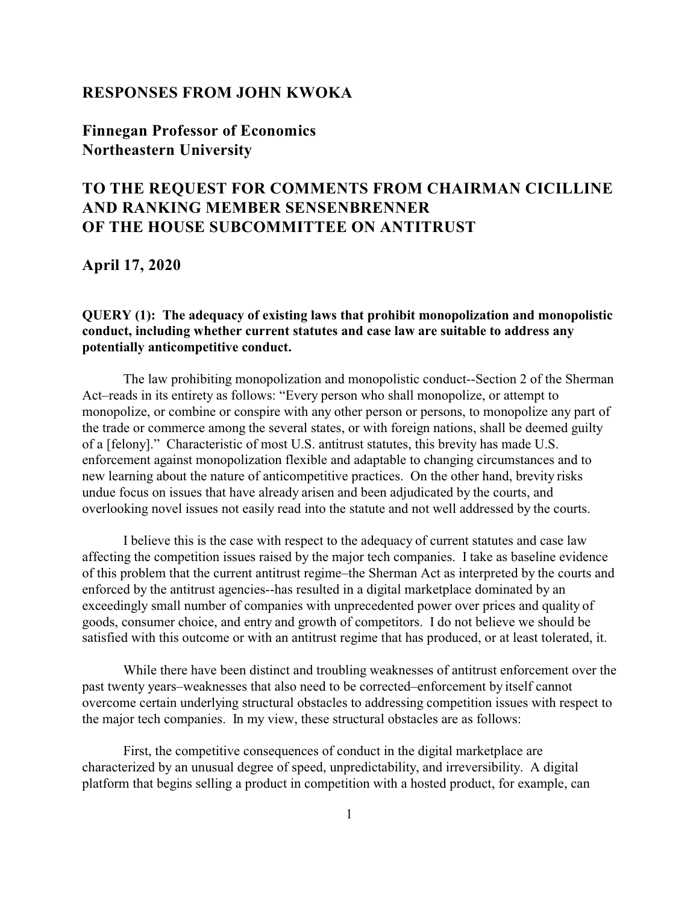## RESPONSES FROM JOHN KWOKA

## Finnegan Professor of Economics
## Northeastern University

## TO THE REQUEST FOR COMMENTS FROM CHAIRMAN CICILLINE AND RANKING MEMBER SENSENBRENNER OF THE HOUSE SUBCOMMITTEE ON ANTITRUST

## April 17, 2020

**QUERY (1): The adequacy of existing laws that prohibit monopolization and monopolistic conduct, including whether current statutes and case law are suitable to address any potentially anticompetitive conduct.**

The law prohibiting monopolization and monopolistic conduct--Section 2 of the Sherman Act–reads in its entirety as follows: "Every person who shall monopolize, or attempt to monopolize, or combine or conspire with any other person or persons, to monopolize any part of the trade or commerce among the several states, or with foreign nations, shall be deemed guilty of a [felony]." Characteristic of most U.S. antitrust statutes, this brevity has made U.S. enforcement against monopolization flexible and adaptable to changing circumstances and to new learning about the nature of anticompetitive practices. On the other hand, brevity risks undue focus on issues that have already arisen and been adjudicated by the courts, and overlooking novel issues not easily read into the statute and not well addressed by the courts.

I believe this is the case with respect to the adequacy of current statutes and case law affecting the competition issues raised by the major tech companies. I take as baseline evidence of this problem that the current antitrust regime–the Sherman Act as interpreted by the courts and enforced by the antitrust agencies--has resulted in a digital marketplace dominated by an exceedingly small number of companies with unprecedented power over prices and quality of goods, consumer choice, and entry and growth of competitors. I do not believe we should be satisfied with this outcome or with an antitrust regime that has produced, or at least tolerated, it.

While there have been distinct and troubling weaknesses of antitrust enforcement over the past twenty years–weaknesses that also need to be corrected–enforcement by itself cannot overcome certain underlying structural obstacles to addressing competition issues with respect to the major tech companies. In my view, these structural obstacles are as follows:

First, the competitive consequences of conduct in the digital marketplace are characterized by an unusual degree of speed, unpredictability, and irreversibility. A digital platform that begins selling a product in competition with a hosted product, for example, can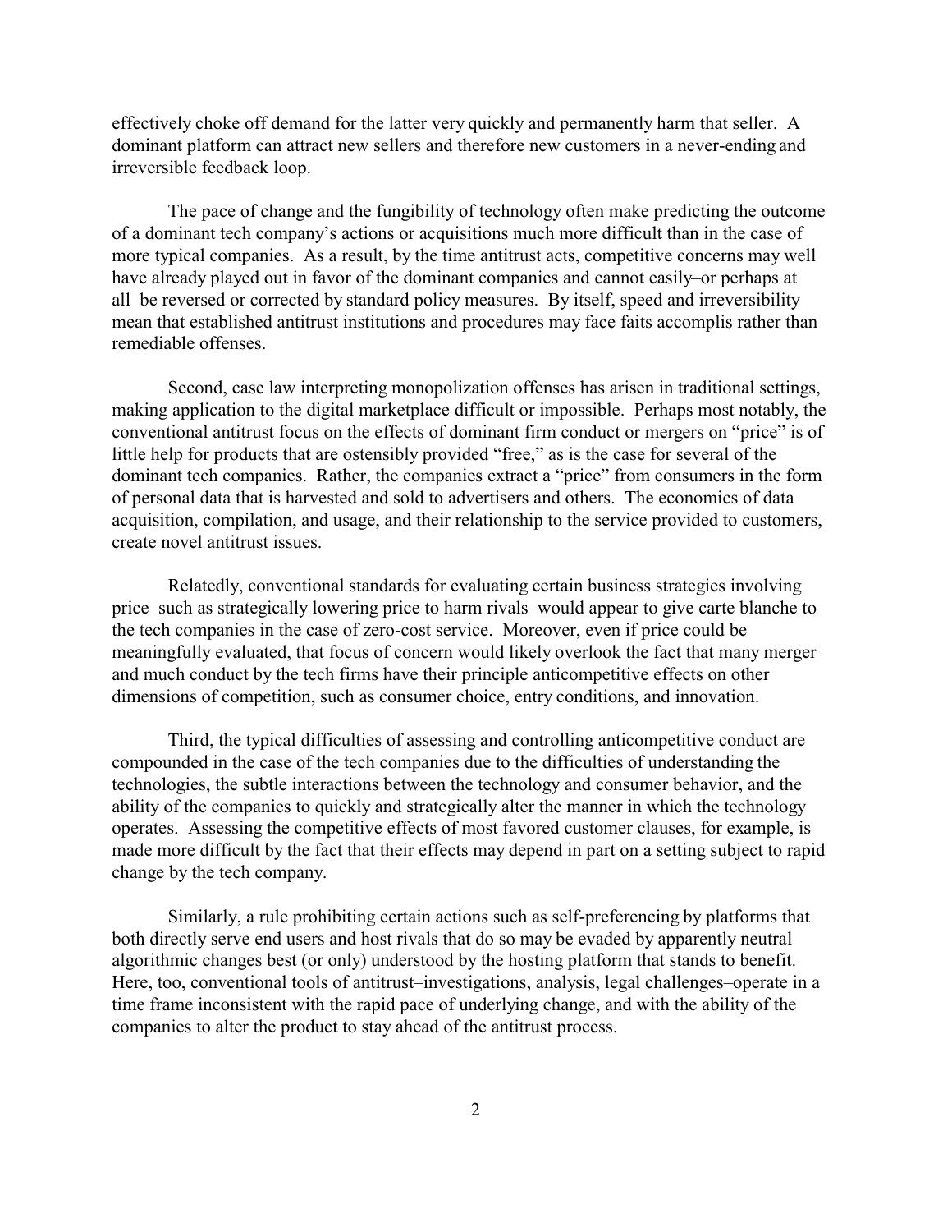effectively choke off demand for the latter very quickly and permanently harm that seller. A dominant platform can attract new sellers and therefore new customers in a never-ending and irreversible feedback loop.

The pace of change and the fungibility of technology often make predicting the outcome of a dominant tech company's actions or acquisitions much more difficult than in the case of more typical companies. As a result, by the time antitrust acts, competitive concerns may well have already played out in favor of the dominant companies and cannot easily–or perhaps at all–be reversed or corrected by standard policy measures. By itself, speed and irreversibility mean that established antitrust institutions and procedures may face faits accomplis rather than remediable offenses.

Second, case law interpreting monopolization offenses has arisen in traditional settings, making application to the digital marketplace difficult or impossible. Perhaps most notably, the conventional antitrust focus on the effects of dominant firm conduct or mergers on "price" is of little help for products that are ostensibly provided "free," as is the case for several of the dominant tech companies. Rather, the companies extract a "price" from consumers in the form of personal data that is harvested and sold to advertisers and others. The economics of data acquisition, compilation, and usage, and their relationship to the service provided to customers, create novel antitrust issues.

Relatedly, conventional standards for evaluating certain business strategies involving price–such as strategically lowering price to harm rivals–would appear to give carte blanche to the tech companies in the case of zero-cost service. Moreover, even if price could be meaningfully evaluated, that focus of concern would likely overlook the fact that many merger and much conduct by the tech firms have their principle anticompetitive effects on other dimensions of competition, such as consumer choice, entry conditions, and innovation.

Third, the typical difficulties of assessing and controlling anticompetitive conduct are compounded in the case of the tech companies due to the difficulties of understanding the technologies, the subtle interactions between the technology and consumer behavior, and the ability of the companies to quickly and strategically alter the manner in which the technology operates. Assessing the competitive effects of most favored customer clauses, for example, is made more difficult by the fact that their effects may depend in part on a setting subject to rapid change by the tech company.

Similarly, a rule prohibiting certain actions such as self-preferencing by platforms that both directly serve end users and host rivals that do so may be evaded by apparently neutral algorithmic changes best (or only) understood by the hosting platform that stands to benefit. Here, too, conventional tools of antitrust–investigations, analysis, legal challenges–operate in a time frame inconsistent with the rapid pace of underlying change, and with the ability of the companies to alter the product to stay ahead of the antitrust process.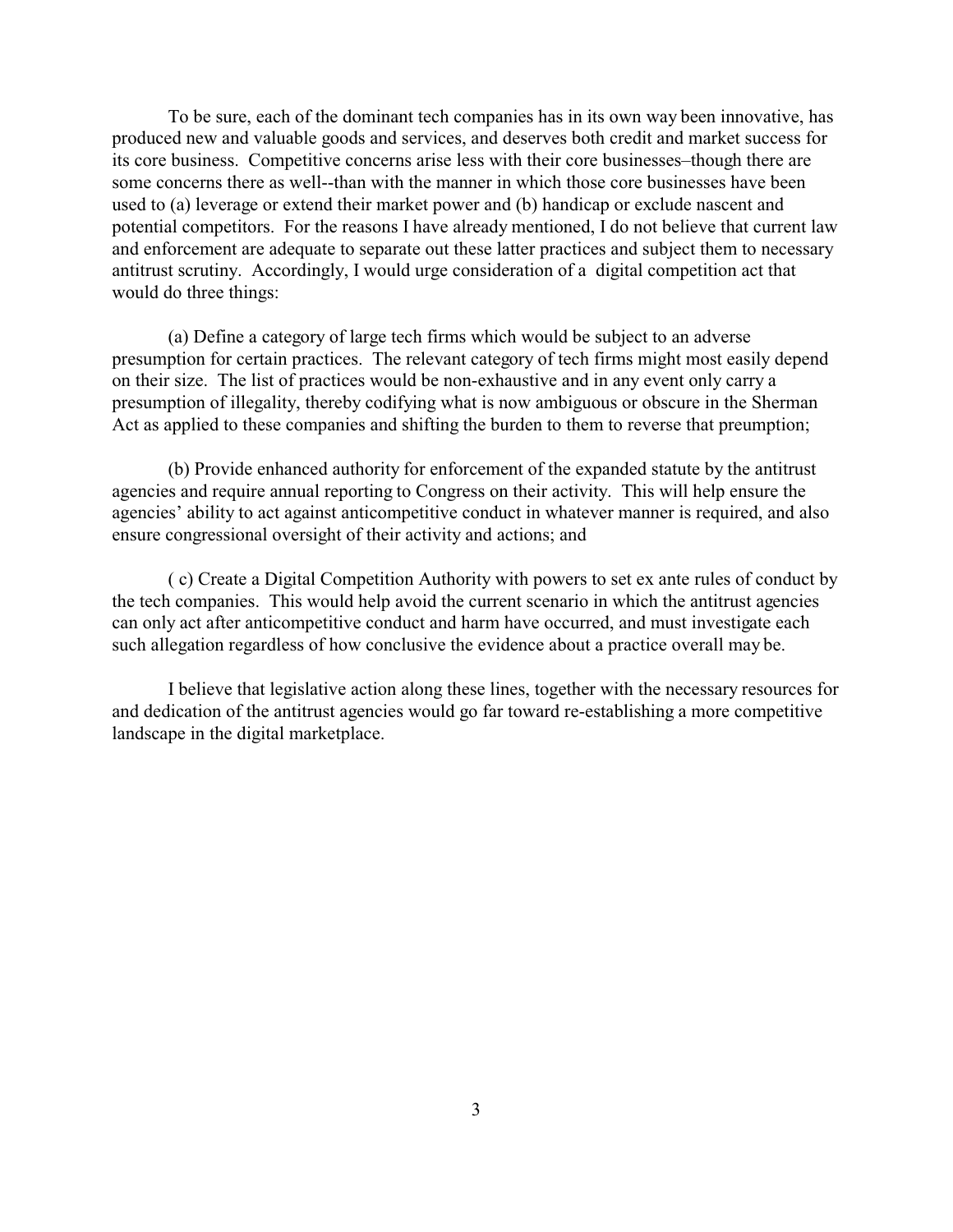To be sure, each of the dominant tech companies has in its own way been innovative, has produced new and valuable goods and services, and deserves both credit and market success for its core business. Competitive concerns arise less with their core businesses–though there are some concerns there as well--than with the manner in which those core businesses have been used to (a) leverage or extend their market power and (b) handicap or exclude nascent and potential competitors. For the reasons I have already mentioned, I do not believe that current law and enforcement are adequate to separate out these latter practices and subject them to necessary antitrust scrutiny. Accordingly, I would urge consideration of a digital competition act that would do three things:

(a) Define a category of large tech firms which would be subject to an adverse presumption for certain practices. The relevant category of tech firms might most easily depend on their size. The list of practices would be non-exhaustive and in any event only carry a presumption of illegality, thereby codifying what is now ambiguous or obscure in the Sherman Act as applied to these companies and shifting the burden to them to reverse that preumption;

(b) Provide enhanced authority for enforcement of the expanded statute by the antitrust agencies and require annual reporting to Congress on their activity. This will help ensure the agencies' ability to act against anticompetitive conduct in whatever manner is required, and also ensure congressional oversight of their activity and actions; and

( c) Create a Digital Competition Authority with powers to set ex ante rules of conduct by the tech companies. This would help avoid the current scenario in which the antitrust agencies can only act after anticompetitive conduct and harm have occurred, and must investigate each such allegation regardless of how conclusive the evidence about a practice overall may be.

I believe that legislative action along these lines, together with the necessary resources for and dedication of the antitrust agencies would go far toward re-establishing a more competitive landscape in the digital marketplace.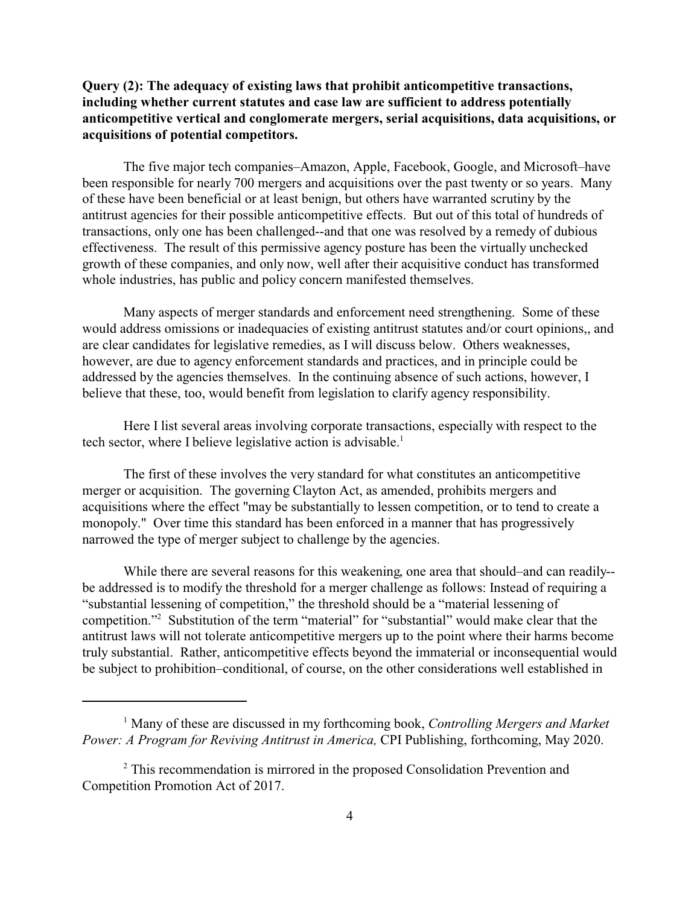**Query (2): The adequacy of existing laws that prohibit anticompetitive transactions, including whether current statutes and case law are sufficient to address potentially anticompetitive vertical and conglomerate mergers, serial acquisitions, data acquisitions, or acquisitions of potential competitors.**

The five major tech companies–Amazon, Apple, Facebook, Google, and Microsoft–have been responsible for nearly 700 mergers and acquisitions over the past twenty or so years. Many of these have been beneficial or at least benign, but others have warranted scrutiny by the antitrust agencies for their possible anticompetitive effects. But out of this total of hundreds of transactions, only one has been challenged--and that one was resolved by a remedy of dubious effectiveness. The result of this permissive agency posture has been the virtually unchecked growth of these companies, and only now, well after their acquisitive conduct has transformed whole industries, has public and policy concern manifested themselves.

Many aspects of merger standards and enforcement need strengthening. Some of these would address omissions or inadequacies of existing antitrust statutes and/or court opinions,, and are clear candidates for legislative remedies, as I will discuss below. Others weaknesses, however, are due to agency enforcement standards and practices, and in principle could be addressed by the agencies themselves. In the continuing absence of such actions, however, I believe that these, too, would benefit from legislation to clarify agency responsibility.

Here I list several areas involving corporate transactions, especially with respect to the tech sector, where I believe legislative action is advisable.[1]

The first of these involves the very standard for what constitutes an anticompetitive merger or acquisition. The governing Clayton Act, as amended, prohibits mergers and acquisitions where the effect "may be substantially to lessen competition, or to tend to create a monopoly." Over time this standard has been enforced in a manner that has progressively narrowed the type of merger subject to challenge by the agencies.

While there are several reasons for this weakening, one area that should–and can readily--be addressed is to modify the threshold for a merger challenge as follows: Instead of requiring a "substantial lessening of competition," the threshold should be a "material lessening of competition."[2] Substitution of the term "material" for "substantial" would make clear that the antitrust laws will not tolerate anticompetitive mergers up to the point where their harms become truly substantial. Rather, anticompetitive effects beyond the immaterial or inconsequential would be subject to prohibition–conditional, of course, on the other considerations well established in

---

[1] Many of these are discussed in my forthcoming book, *Controlling Mergers and Market Power: A Program for Reviving Antitrust in America,* CPI Publishing, forthcoming, May 2020.

[2] This recommendation is mirrored in the proposed Consolidation Prevention and Competition Promotion Act of 2017.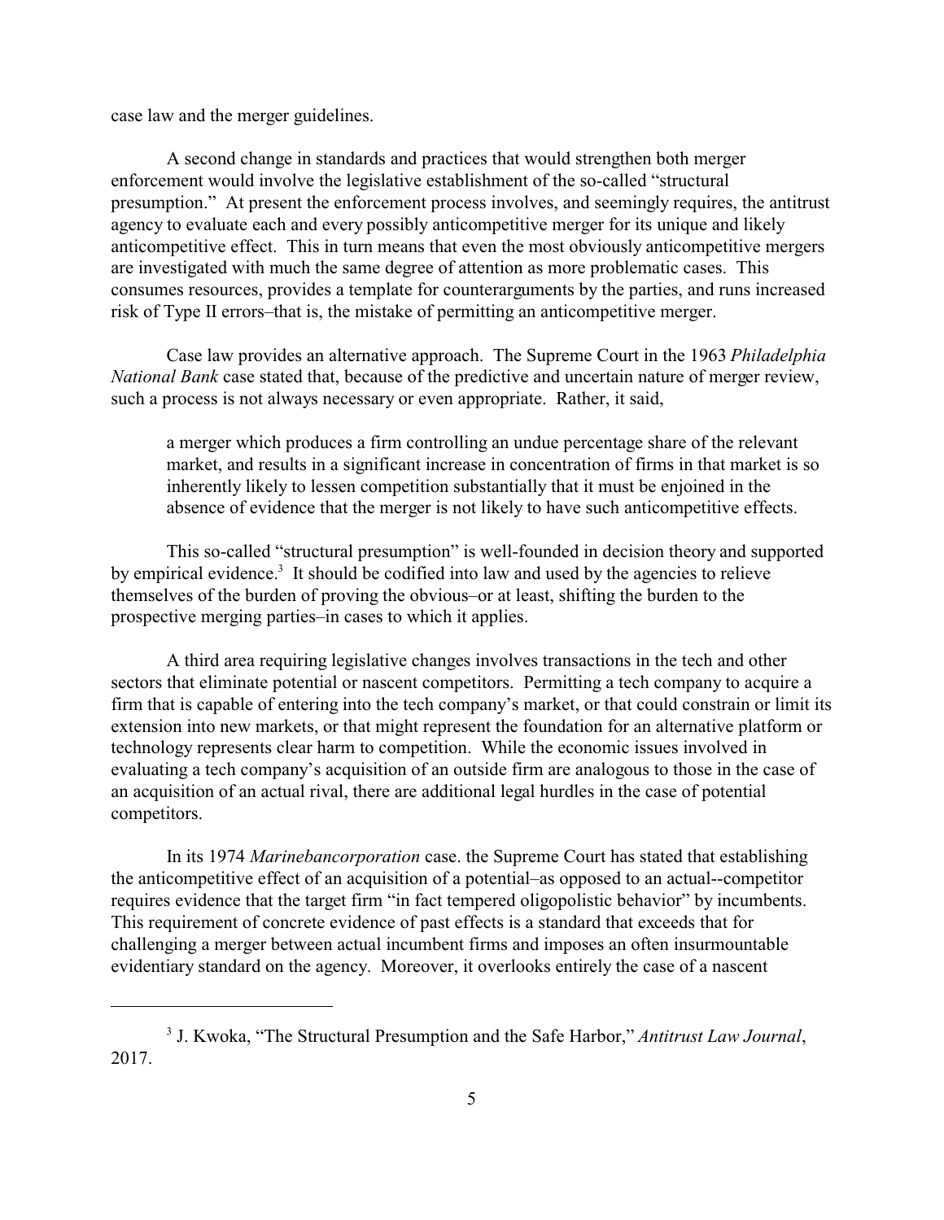case law and the merger guidelines.

A second change in standards and practices that would strengthen both merger enforcement would involve the legislative establishment of the so-called "structural presumption." At present the enforcement process involves, and seemingly requires, the antitrust agency to evaluate each and every possibly anticompetitive merger for its unique and likely anticompetitive effect. This in turn means that even the most obviously anticompetitive mergers are investigated with much the same degree of attention as more problematic cases. This consumes resources, provides a template for counterarguments by the parties, and runs increased risk of Type II errors–that is, the mistake of permitting an anticompetitive merger.

Case law provides an alternative approach. The Supreme Court in the 1963 *Philadelphia National Bank* case stated that, because of the predictive and uncertain nature of merger review, such a process is not always necessary or even appropriate. Rather, it said,

> a merger which produces a firm controlling an undue percentage share of the relevant market, and results in a significant increase in concentration of firms in that market is so inherently likely to lessen competition substantially that it must be enjoined in the absence of evidence that the merger is not likely to have such anticompetitive effects.

This so-called "structural presumption" is well-founded in decision theory and supported by empirical evidence.[3] It should be codified into law and used by the agencies to relieve themselves of the burden of proving the obvious–or at least, shifting the burden to the prospective merging parties–in cases to which it applies.

A third area requiring legislative changes involves transactions in the tech and other sectors that eliminate potential or nascent competitors. Permitting a tech company to acquire a firm that is capable of entering into the tech company's market, or that could constrain or limit its extension into new markets, or that might represent the foundation for an alternative platform or technology represents clear harm to competition. While the economic issues involved in evaluating a tech company's acquisition of an outside firm are analogous to those in the case of an acquisition of an actual rival, there are additional legal hurdles in the case of potential competitors.

In its 1974 *Marinebancorporation* case. the Supreme Court has stated that establishing the anticompetitive effect of an acquisition of a potential–as opposed to an actual--competitor requires evidence that the target firm "in fact tempered oligopolistic behavior" by incumbents. This requirement of concrete evidence of past effects is a standard that exceeds that for challenging a merger between actual incumbent firms and imposes an often insurmountable evidentiary standard on the agency. Moreover, it overlooks entirely the case of a nascent

[3] J. Kwoka, "The Structural Presumption and the Safe Harbor," *Antitrust Law Journal*, 2017.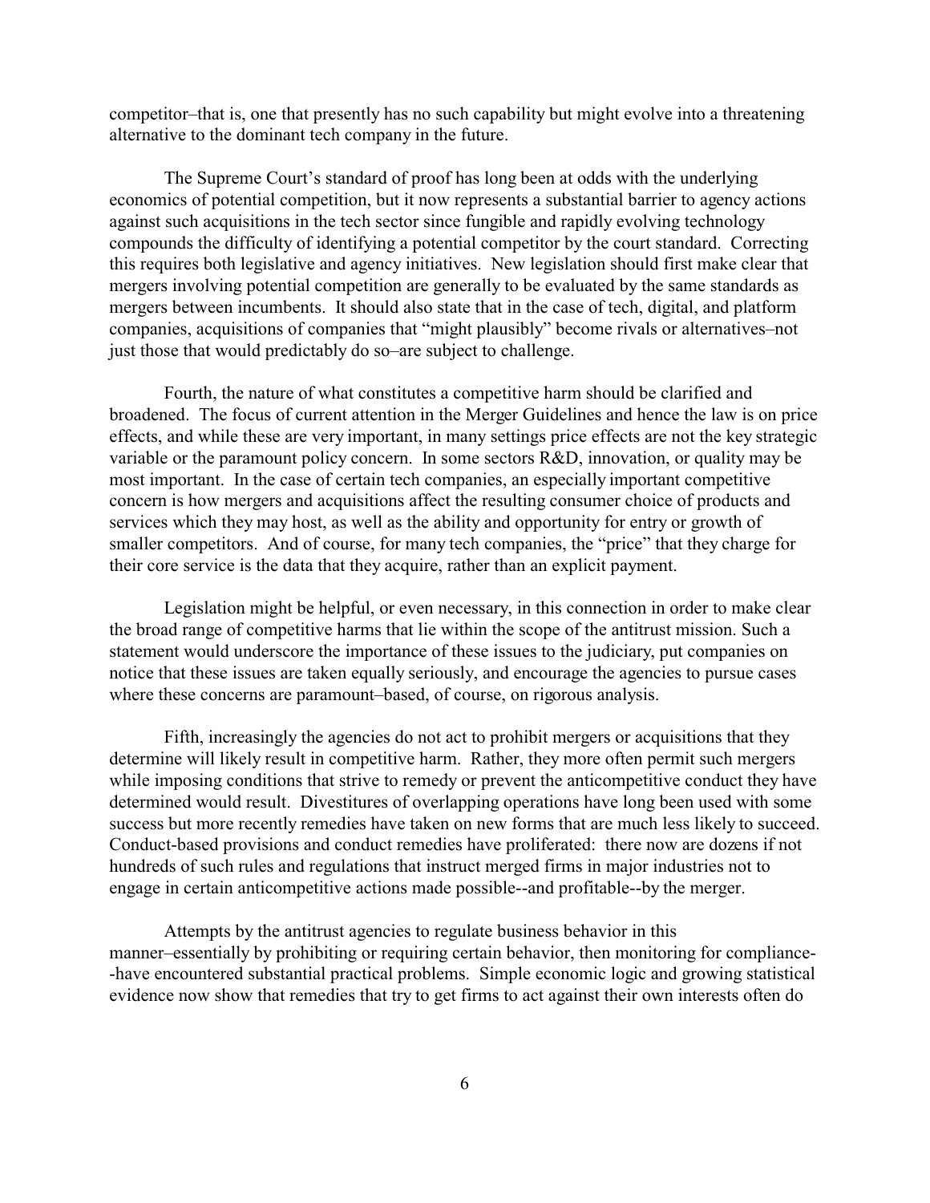competitor–that is, one that presently has no such capability but might evolve into a threatening alternative to the dominant tech company in the future.

The Supreme Court's standard of proof has long been at odds with the underlying economics of potential competition, but it now represents a substantial barrier to agency actions against such acquisitions in the tech sector since fungible and rapidly evolving technology compounds the difficulty of identifying a potential competitor by the court standard. Correcting this requires both legislative and agency initiatives. New legislation should first make clear that mergers involving potential competition are generally to be evaluated by the same standards as mergers between incumbents. It should also state that in the case of tech, digital, and platform companies, acquisitions of companies that "might plausibly" become rivals or alternatives–not just those that would predictably do so–are subject to challenge.

Fourth, the nature of what constitutes a competitive harm should be clarified and broadened. The focus of current attention in the Merger Guidelines and hence the law is on price effects, and while these are very important, in many settings price effects are not the key strategic variable or the paramount policy concern. In some sectors R&D, innovation, or quality may be most important. In the case of certain tech companies, an especially important competitive concern is how mergers and acquisitions affect the resulting consumer choice of products and services which they may host, as well as the ability and opportunity for entry or growth of smaller competitors. And of course, for many tech companies, the "price" that they charge for their core service is the data that they acquire, rather than an explicit payment.

Legislation might be helpful, or even necessary, in this connection in order to make clear the broad range of competitive harms that lie within the scope of the antitrust mission. Such a statement would underscore the importance of these issues to the judiciary, put companies on notice that these issues are taken equally seriously, and encourage the agencies to pursue cases where these concerns are paramount–based, of course, on rigorous analysis.

Fifth, increasingly the agencies do not act to prohibit mergers or acquisitions that they determine will likely result in competitive harm. Rather, they more often permit such mergers while imposing conditions that strive to remedy or prevent the anticompetitive conduct they have determined would result. Divestitures of overlapping operations have long been used with some success but more recently remedies have taken on new forms that are much less likely to succeed. Conduct-based provisions and conduct remedies have proliferated: there now are dozens if not hundreds of such rules and regulations that instruct merged firms in major industries not to engage in certain anticompetitive actions made possible--and profitable--by the merger.

Attempts by the antitrust agencies to regulate business behavior in this manner–essentially by prohibiting or requiring certain behavior, then monitoring for compliance--have encountered substantial practical problems. Simple economic logic and growing statistical evidence now show that remedies that try to get firms to act against their own interests often do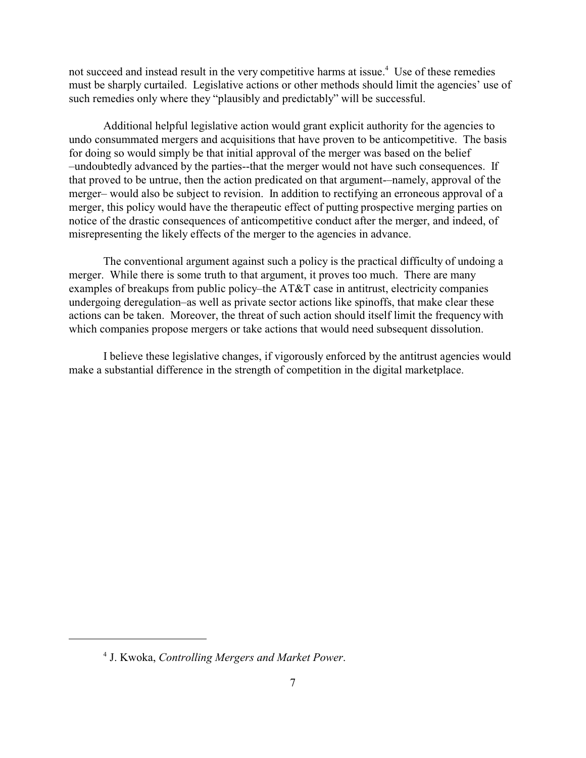not succeed and instead result in the very competitive harms at issue.[4] Use of these remedies must be sharply curtailed. Legislative actions or other methods should limit the agencies' use of such remedies only where they "plausibly and predictably" will be successful.

Additional helpful legislative action would grant explicit authority for the agencies to undo consummated mergers and acquisitions that have proven to be anticompetitive. The basis for doing so would simply be that initial approval of the merger was based on the belief –undoubtedly advanced by the parties--that the merger would not have such consequences. If that proved to be untrue, then the action predicated on that argument-–namely, approval of the merger– would also be subject to revision. In addition to rectifying an erroneous approval of a merger, this policy would have the therapeutic effect of putting prospective merging parties on notice of the drastic consequences of anticompetitive conduct after the merger, and indeed, of misrepresenting the likely effects of the merger to the agencies in advance.

The conventional argument against such a policy is the practical difficulty of undoing a merger. While there is some truth to that argument, it proves too much. There are many examples of breakups from public policy–the AT&T case in antitrust, electricity companies undergoing deregulation–as well as private sector actions like spinoffs, that make clear these actions can be taken. Moreover, the threat of such action should itself limit the frequency with which companies propose mergers or take actions that would need subsequent dissolution.

I believe these legislative changes, if vigorously enforced by the antitrust agencies would make a substantial difference in the strength of competition in the digital marketplace.

[4] J. Kwoka, *Controlling Mergers and Market Power*.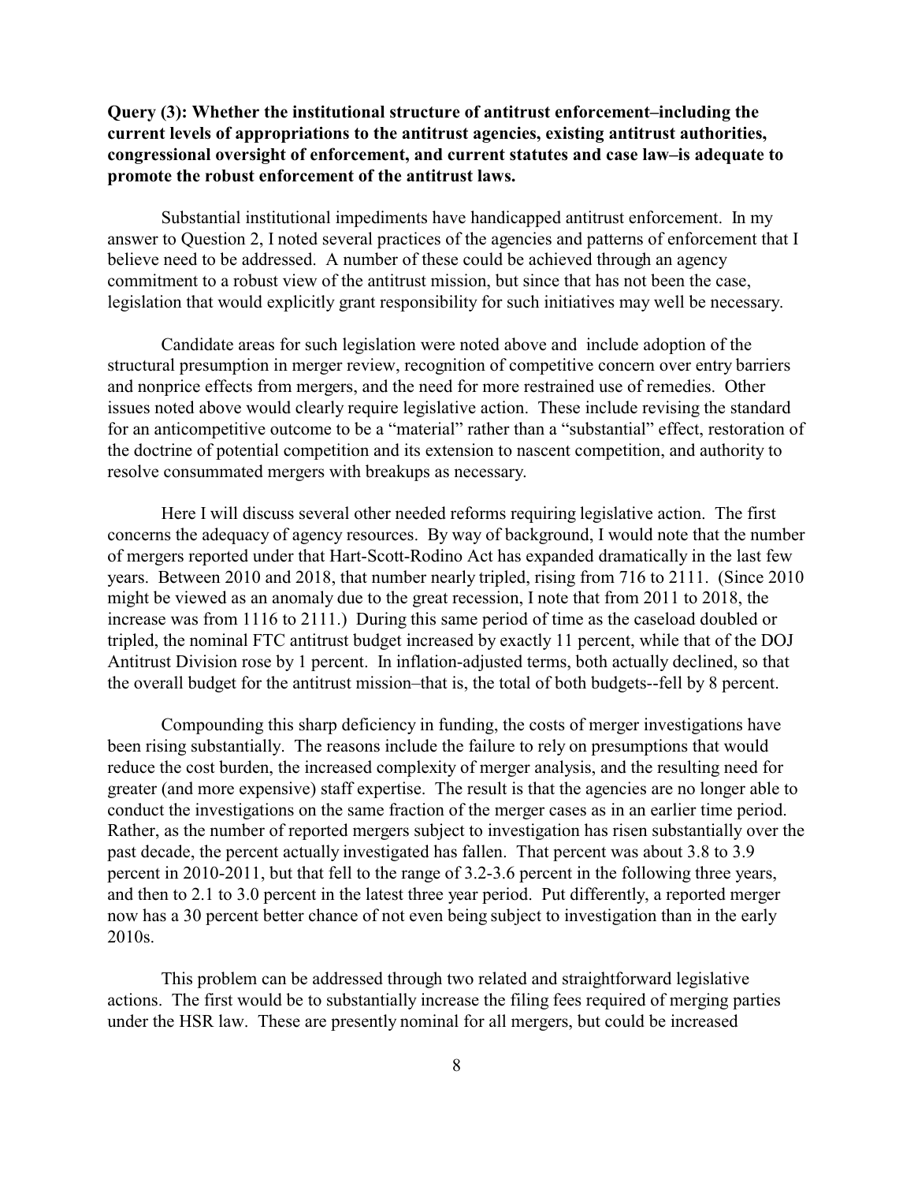**Query (3): Whether the institutional structure of antitrust enforcement–including the current levels of appropriations to the antitrust agencies, existing antitrust authorities, congressional oversight of enforcement, and current statutes and case law–is adequate to promote the robust enforcement of the antitrust laws.**

Substantial institutional impediments have handicapped antitrust enforcement. In my answer to Question 2, I noted several practices of the agencies and patterns of enforcement that I believe need to be addressed. A number of these could be achieved through an agency commitment to a robust view of the antitrust mission, but since that has not been the case, legislation that would explicitly grant responsibility for such initiatives may well be necessary.

Candidate areas for such legislation were noted above and include adoption of the structural presumption in merger review, recognition of competitive concern over entry barriers and nonprice effects from mergers, and the need for more restrained use of remedies. Other issues noted above would clearly require legislative action. These include revising the standard for an anticompetitive outcome to be a "material" rather than a "substantial" effect, restoration of the doctrine of potential competition and its extension to nascent competition, and authority to resolve consummated mergers with breakups as necessary.

Here I will discuss several other needed reforms requiring legislative action. The first concerns the adequacy of agency resources. By way of background, I would note that the number of mergers reported under that Hart-Scott-Rodino Act has expanded dramatically in the last few years. Between 2010 and 2018, that number nearly tripled, rising from 716 to 2111. (Since 2010 might be viewed as an anomaly due to the great recession, I note that from 2011 to 2018, the increase was from 1116 to 2111.) During this same period of time as the caseload doubled or tripled, the nominal FTC antitrust budget increased by exactly 11 percent, while that of the DOJ Antitrust Division rose by 1 percent. In inflation-adjusted terms, both actually declined, so that the overall budget for the antitrust mission–that is, the total of both budgets--fell by 8 percent.

Compounding this sharp deficiency in funding, the costs of merger investigations have been rising substantially. The reasons include the failure to rely on presumptions that would reduce the cost burden, the increased complexity of merger analysis, and the resulting need for greater (and more expensive) staff expertise. The result is that the agencies are no longer able to conduct the investigations on the same fraction of the merger cases as in an earlier time period. Rather, as the number of reported mergers subject to investigation has risen substantially over the past decade, the percent actually investigated has fallen. That percent was about 3.8 to 3.9 percent in 2010-2011, but that fell to the range of 3.2-3.6 percent in the following three years, and then to 2.1 to 3.0 percent in the latest three year period. Put differently, a reported merger now has a 30 percent better chance of not even being subject to investigation than in the early 2010s.

This problem can be addressed through two related and straightforward legislative actions. The first would be to substantially increase the filing fees required of merging parties under the HSR law. These are presently nominal for all mergers, but could be increased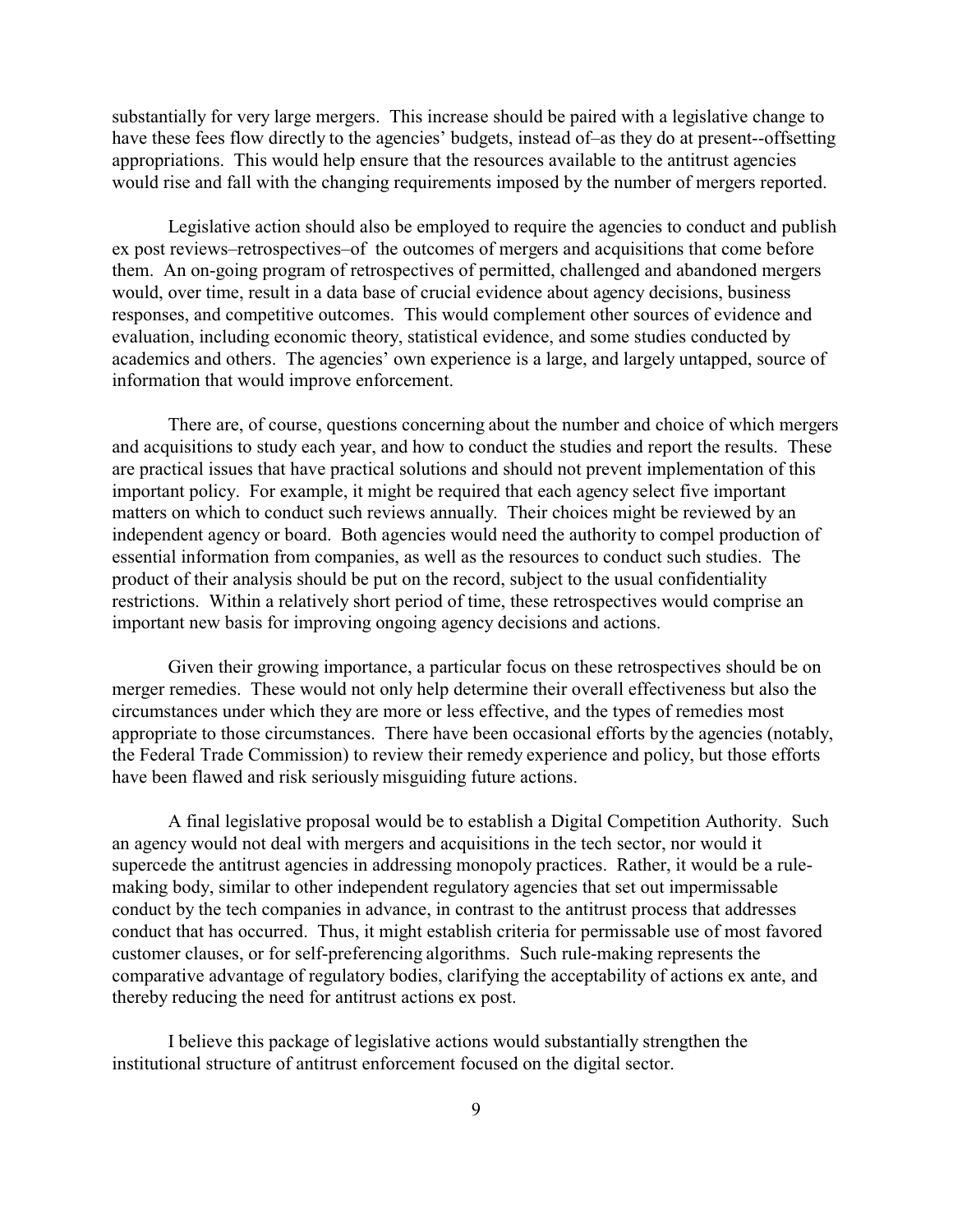substantially for very large mergers. This increase should be paired with a legislative change to have these fees flow directly to the agencies' budgets, instead of–as they do at present--offsetting appropriations. This would help ensure that the resources available to the antitrust agencies would rise and fall with the changing requirements imposed by the number of mergers reported.

Legislative action should also be employed to require the agencies to conduct and publish ex post reviews–retrospectives–of the outcomes of mergers and acquisitions that come before them. An on-going program of retrospectives of permitted, challenged and abandoned mergers would, over time, result in a data base of crucial evidence about agency decisions, business responses, and competitive outcomes. This would complement other sources of evidence and evaluation, including economic theory, statistical evidence, and some studies conducted by academics and others. The agencies' own experience is a large, and largely untapped, source of information that would improve enforcement.

There are, of course, questions concerning about the number and choice of which mergers and acquisitions to study each year, and how to conduct the studies and report the results. These are practical issues that have practical solutions and should not prevent implementation of this important policy. For example, it might be required that each agency select five important matters on which to conduct such reviews annually. Their choices might be reviewed by an independent agency or board. Both agencies would need the authority to compel production of essential information from companies, as well as the resources to conduct such studies. The product of their analysis should be put on the record, subject to the usual confidentiality restrictions. Within a relatively short period of time, these retrospectives would comprise an important new basis for improving ongoing agency decisions and actions.

Given their growing importance, a particular focus on these retrospectives should be on merger remedies. These would not only help determine their overall effectiveness but also the circumstances under which they are more or less effective, and the types of remedies most appropriate to those circumstances. There have been occasional efforts by the agencies (notably, the Federal Trade Commission) to review their remedy experience and policy, but those efforts have been flawed and risk seriously misguiding future actions.

A final legislative proposal would be to establish a Digital Competition Authority. Such an agency would not deal with mergers and acquisitions in the tech sector, nor would it supercede the antitrust agencies in addressing monopoly practices. Rather, it would be a rule-making body, similar to other independent regulatory agencies that set out impermissable conduct by the tech companies in advance, in contrast to the antitrust process that addresses conduct that has occurred. Thus, it might establish criteria for permissable use of most favored customer clauses, or for self-preferencing algorithms. Such rule-making represents the comparative advantage of regulatory bodies, clarifying the acceptability of actions ex ante, and thereby reducing the need for antitrust actions ex post.

I believe this package of legislative actions would substantially strengthen the institutional structure of antitrust enforcement focused on the digital sector.